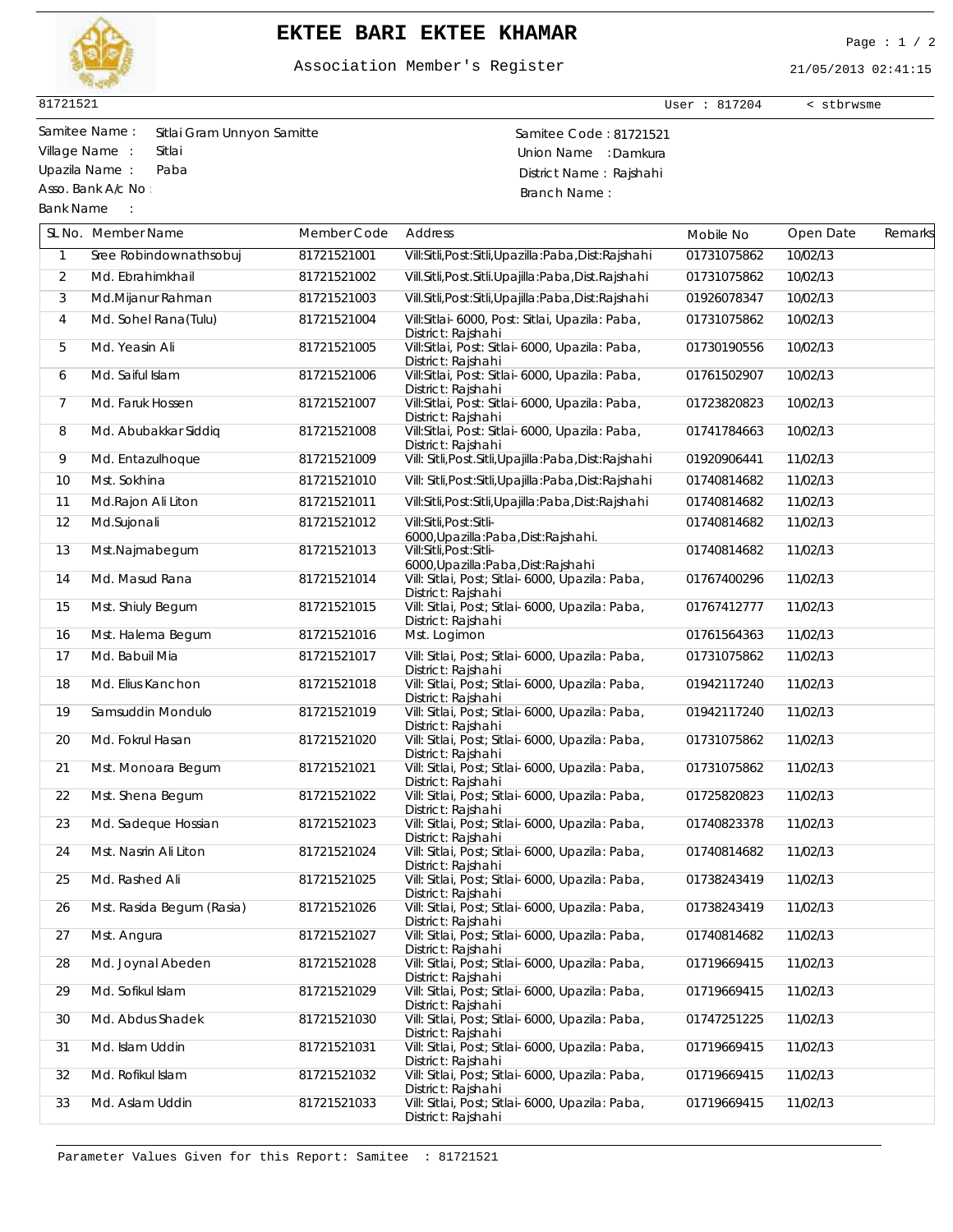# EKTEE BARI EKTEE KHAMAR

Association Member's Register

21/05/2013 02:41:15

81721521 | User : 817204 | < stbrwsme

Samitee Name : Sitlai Gram Unnyon Samitte
Village Name : Sitlai
Upazila Name : Paba
Asso. Bank A/c No :
Bank Name :

Samitee Code : 81721521
Union Name : Damkura
District Name : Rajshahi
Branch Name :

| SL No. | Member Name | Member Code | Address | Mobile No | Open Date | Remarks |
|---|---|---|---|---|---|---|
| 1 | Sree Robindownathsobuj | 81721521001 | Vill:Sitli,Post:Sitli,Upazilla:Paba,Dist:Rajshahi | 01731075862 | 10/02/13 | |
| 2 | Md. Ebrahimkhail | 81721521002 | Vill.Sitli,Post.Sitli.Upajilla:Paba,Dist.Rajshahi | 01731075862 | 10/02/13 | |
| 3 | Md.Mijanur Rahman | 81721521003 | Vill.Sitli,Post:Sitli,Upajilla:Paba,Dist:Rajshahi | 01926078347 | 10/02/13 | |
| 4 | Md. Sohel Rana(Tulu) | 81721521004 | Vill:Sitlai- 6000, Post: Sitlai, Upazila: Paba, District: Rajshahi | 01731075862 | 10/02/13 | |
| 5 | Md. Yeasin Ali | 81721521005 | Vill:Sitlai, Post: Sitlai- 6000, Upazila: Paba, District: Rajshahi | 01730190556 | 10/02/13 | |
| 6 | Md. Saiful Islam | 81721521006 | Vill:Sitlai, Post: Sitlai- 6000, Upazila: Paba, District: Rajshahi | 01761502907 | 10/02/13 | |
| 7 | Md. Faruk Hossen | 81721521007 | Vill:Sitlai, Post: Sitlai- 6000, Upazila: Paba, District: Rajshahi | 01723820823 | 10/02/13 | |
| 8 | Md. Abubakkar Siddiq | 81721521008 | Vill:Sitlai, Post: Sitlai- 6000, Upazila: Paba, District: Rajshahi | 01741784663 | 10/02/13 | |
| 9 | Md. Entazulhoque | 81721521009 | Vill: Sitli,Post.Sitli,Upajilla:Paba,Dist:Rajshahi | 01920906441 | 11/02/13 | |
| 10 | Mst. Sokhina | 81721521010 | Vill: Sitli,Post:Sitli,Upajilla:Paba,Dist:Rajshahi | 01740814682 | 11/02/13 | |
| 11 | Md.Rajon Ali Liton | 81721521011 | Vill:Sitli,Post:Sitli,Upajilla:Paba,Dist:Rajshahi | 01740814682 | 11/02/13 | |
| 12 | Md.Sujonali | 81721521012 | Vill:Sitli,Post:Sitli-6000,Upazilla:Paba,Dist:Rajshahi. | 01740814682 | 11/02/13 | |
| 13 | Mst.Najmabegum | 81721521013 | Vill:Sitli,Post:Sitli-6000,Upazilla:Paba,Dist:Rajshahi | 01740814682 | 11/02/13 | |
| 14 | Md. Masud Rana | 81721521014 | Vill: Sitlai, Post; Sitlai- 6000, Upazila: Paba, District: Rajshahi | 01767400296 | 11/02/13 | |
| 15 | Mst. Shiuly Begum | 81721521015 | Vill: Sitlai, Post; Sitlai- 6000, Upazila: Paba, District: Rajshahi | 01767412777 | 11/02/13 | |
| 16 | Mst. Halema Begum | 81721521016 | Mst. Logimon | 01761564363 | 11/02/13 | |
| 17 | Md. Babuil Mia | 81721521017 | Vill: Sitlai, Post; Sitlai- 6000, Upazila: Paba, District: Rajshahi | 01731075862 | 11/02/13 | |
| 18 | Md. Elius Kanchon | 81721521018 | Vill: Sitlai, Post; Sitlai- 6000, Upazila: Paba, District: Rajshahi | 01942117240 | 11/02/13 | |
| 19 | Samsuddin Mondulo | 81721521019 | Vill: Sitlai, Post; Sitlai- 6000, Upazila: Paba, District: Rajshahi | 01942117240 | 11/02/13 | |
| 20 | Md. Fokrul Hasan | 81721521020 | Vill: Sitlai, Post; Sitlai- 6000, Upazila: Paba, District: Rajshahi | 01731075862 | 11/02/13 | |
| 21 | Mst. Monoara Begum | 81721521021 | Vill: Sitlai, Post; Sitlai- 6000, Upazila: Paba, District: Rajshahi | 01731075862 | 11/02/13 | |
| 22 | Mst. Shena Begum | 81721521022 | Vill: Sitlai, Post; Sitlai- 6000, Upazila: Paba, District: Rajshahi | 01725820823 | 11/02/13 | |
| 23 | Md. Sadeque Hossian | 81721521023 | Vill: Sitlai, Post; Sitlai- 6000, Upazila: Paba, District: Rajshahi | 01740823378 | 11/02/13 | |
| 24 | Mst. Nasrin Ali Liton | 81721521024 | Vill: Sitlai, Post; Sitlai- 6000, Upazila: Paba, District: Rajshahi | 01740814682 | 11/02/13 | |
| 25 | Md. Rashed Ali | 81721521025 | Vill: Sitlai, Post; Sitlai- 6000, Upazila: Paba, District: Rajshahi | 01738243419 | 11/02/13 | |
| 26 | Mst. Rasida Begum (Rasia) | 81721521026 | Vill: Sitlai, Post; Sitlai- 6000, Upazila: Paba, District: Rajshahi | 01738243419 | 11/02/13 | |
| 27 | Mst. Angura | 81721521027 | Vill: Sitlai, Post; Sitlai- 6000, Upazila: Paba, District: Rajshahi | 01740814682 | 11/02/13 | |
| 28 | Md. Joynal Abeden | 81721521028 | Vill: Sitlai, Post; Sitlai- 6000, Upazila: Paba, District: Rajshahi | 01719669415 | 11/02/13 | |
| 29 | Md. Sofikul Islam | 81721521029 | Vill: Sitlai, Post; Sitlai- 6000, Upazila: Paba, District: Rajshahi | 01719669415 | 11/02/13 | |
| 30 | Md. Abdus Shadek | 81721521030 | Vill: Sitlai, Post; Sitlai- 6000, Upazila: Paba, District: Rajshahi | 01747251225 | 11/02/13 | |
| 31 | Md. Islam Uddin | 81721521031 | Vill: Sitlai, Post; Sitlai- 6000, Upazila: Paba, District: Rajshahi | 01719669415 | 11/02/13 | |
| 32 | Md. Rofikul Islam | 81721521032 | Vill: Sitlai, Post; Sitlai- 6000, Upazila: Paba, District: Rajshahi | 01719669415 | 11/02/13 | |
| 33 | Md. Aslam Uddin | 81721521033 | Vill: Sitlai, Post; Sitlai- 6000, Upazila: Paba, District: Rajshahi | 01719669415 | 11/02/13 | |

Parameter Values Given for this Report: Samitee : 81721521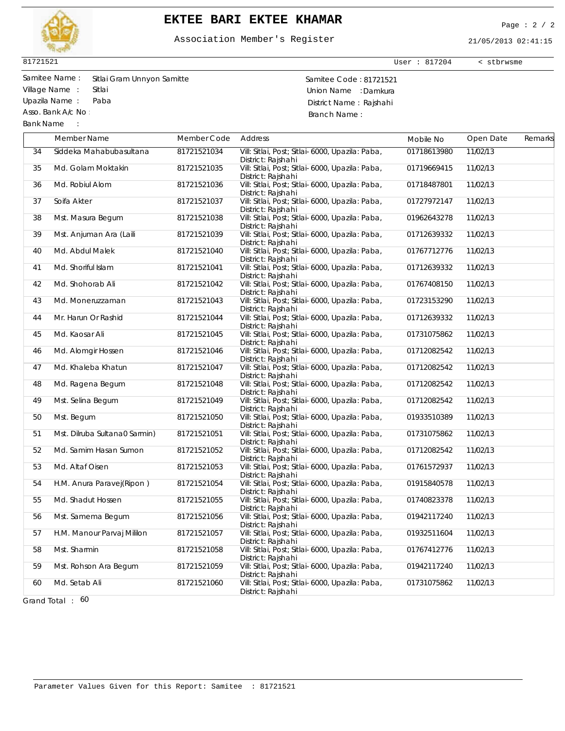# EKTEE BARI EKTEE KHAMAR

Association Member's Register

21/05/2013 02:41:15

81721521 | User : 817204 | < stbrwsme

Samitee Name : Sitlai Gram Unnyon Samitte
Samitee Code : 81721521
Village Name : Sitlai
Union Name : Damkura
Upazila Name : Paba
District Name : Rajshahi
Asso. Bank A/c No :
Branch Name :
Bank Name :

| | Member Name | Member Code | Address | Mobile No | Open Date | Remarks |
|---|---|---|---|---|---|---|
| 34 | Siddeka Mahabubasultana | 81721521034 | Vill: Sitlai, Post; Sitlai- 6000, Upazila: Paba, District: Rajshahi | 01718613980 | 11/02/13 | |
| 35 | Md. Golam Moktakin | 81721521035 | Vill: Sitlai, Post; Sitlai- 6000, Upazila: Paba, District: Rajshahi | 01719669415 | 11/02/13 | |
| 36 | Md. Robiul Alom | 81721521036 | Vill: Sitlai, Post; Sitlai- 6000, Upazila: Paba, District: Rajshahi | 01718487801 | 11/02/13 | |
| 37 | Soifa Akter | 81721521037 | Vill: Sitlai, Post; Sitlai- 6000, Upazila: Paba, District: Rajshahi | 01727972147 | 11/02/13 | |
| 38 | Mst. Masura Begum | 81721521038 | Vill: Sitlai, Post; Sitlai- 6000, Upazila: Paba, District: Rajshahi | 01962643278 | 11/02/13 | |
| 39 | Mst. Anjuman Ara (Laili | 81721521039 | Vill: Sitlai, Post; Sitlai- 6000, Upazila: Paba, District: Rajshahi | 01712639332 | 11/02/13 | |
| 40 | Md. Abdul Malek | 81721521040 | Vill: Sitlai, Post; Sitlai- 6000, Upazila: Paba, District: Rajshahi | 01767712776 | 11/02/13 | |
| 41 | Md. Shoriful Islam | 81721521041 | Vill: Sitlai, Post; Sitlai- 6000, Upazila: Paba, District: Rajshahi | 01712639332 | 11/02/13 | |
| 42 | Md. Shohorab Ali | 81721521042 | Vill: Sitlai, Post; Sitlai- 6000, Upazila: Paba, District: Rajshahi | 01767408150 | 11/02/13 | |
| 43 | Md. Moneruzzaman | 81721521043 | Vill: Sitlai, Post; Sitlai- 6000, Upazila: Paba, District: Rajshahi | 01723153290 | 11/02/13 | |
| 44 | Mr. Harun Or Rashid | 81721521044 | Vill: Sitlai, Post; Sitlai- 6000, Upazila: Paba, District: Rajshahi | 01712639332 | 11/02/13 | |
| 45 | Md. Kaosar Ali | 81721521045 | Vill: Sitlai, Post; Sitlai- 6000, Upazila: Paba, District: Rajshahi | 01731075862 | 11/02/13 | |
| 46 | Md. Alomgir Hossen | 81721521046 | Vill: Sitlai, Post; Sitlai- 6000, Upazila: Paba, District: Rajshahi | 01712082542 | 11/02/13 | |
| 47 | Md. Khaleba Khatun | 81721521047 | Vill: Sitlai, Post; Sitlai- 6000, Upazila: Paba, District: Rajshahi | 01712082542 | 11/02/13 | |
| 48 | Md. Ragena Begum | 81721521048 | Vill: Sitlai, Post; Sitlai- 6000, Upazila: Paba, District: Rajshahi | 01712082542 | 11/02/13 | |
| 49 | Mst. Selina Begum | 81721521049 | Vill: Sitlai, Post; Sitlai- 6000, Upazila: Paba, District: Rajshahi | 01712082542 | 11/02/13 | |
| 50 | Mst. Begum | 81721521050 | Vill: Sitlai, Post; Sitlai- 6000, Upazila: Paba, District: Rajshahi | 01933510389 | 11/02/13 | |
| 51 | Mst. Dilruba Sultana0 Sarmin) | 81721521051 | Vill: Sitlai, Post; Sitlai- 6000, Upazila: Paba, District: Rajshahi | 01731075862 | 11/02/13 | |
| 52 | Md. Samim Hasan Sumon | 81721521052 | Vill: Sitlai, Post; Sitlai- 6000, Upazila: Paba, District: Rajshahi | 01712082542 | 11/02/13 | |
| 53 | Md. Altaf Oisen | 81721521053 | Vill: Sitlai, Post; Sitlai- 6000, Upazila: Paba, District: Rajshahi | 01761572937 | 11/02/13 | |
| 54 | H.M. Anura Paravej(Ripon ) | 81721521054 | Vill: Sitlai, Post; Sitlai- 6000, Upazila: Paba, District: Rajshahi | 01915840578 | 11/02/13 | |
| 55 | Md. Shadut Hossen | 81721521055 | Vill: Sitlai, Post; Sitlai- 6000, Upazila: Paba, District: Rajshahi | 01740823378 | 11/02/13 | |
| 56 | Mst. Samema Begum | 81721521056 | Vill: Sitlai, Post; Sitlai- 6000, Upazila: Paba, District: Rajshahi | 01942117240 | 11/02/13 | |
| 57 | H.M. Manour Parvaj Mililon | 81721521057 | Vill: Sitlai, Post; Sitlai- 6000, Upazila: Paba, District: Rajshahi | 01932511604 | 11/02/13 | |
| 58 | Mst. Sharmin | 81721521058 | Vill: Sitlai, Post; Sitlai- 6000, Upazila: Paba, District: Rajshahi | 01767412776 | 11/02/13 | |
| 59 | Mst. Rohson Ara Begum | 81721521059 | Vill: Sitlai, Post; Sitlai- 6000, Upazila: Paba, District: Rajshahi | 01942117240 | 11/02/13 | |
| 60 | Md. Setab Ali | 81721521060 | Vill: Sitlai, Post; Sitlai- 6000, Upazila: Paba, District: Rajshahi | 01731075862 | 11/02/13 | |

Grand Total : 60

Parameter Values Given for this Report: Samitee : 81721521